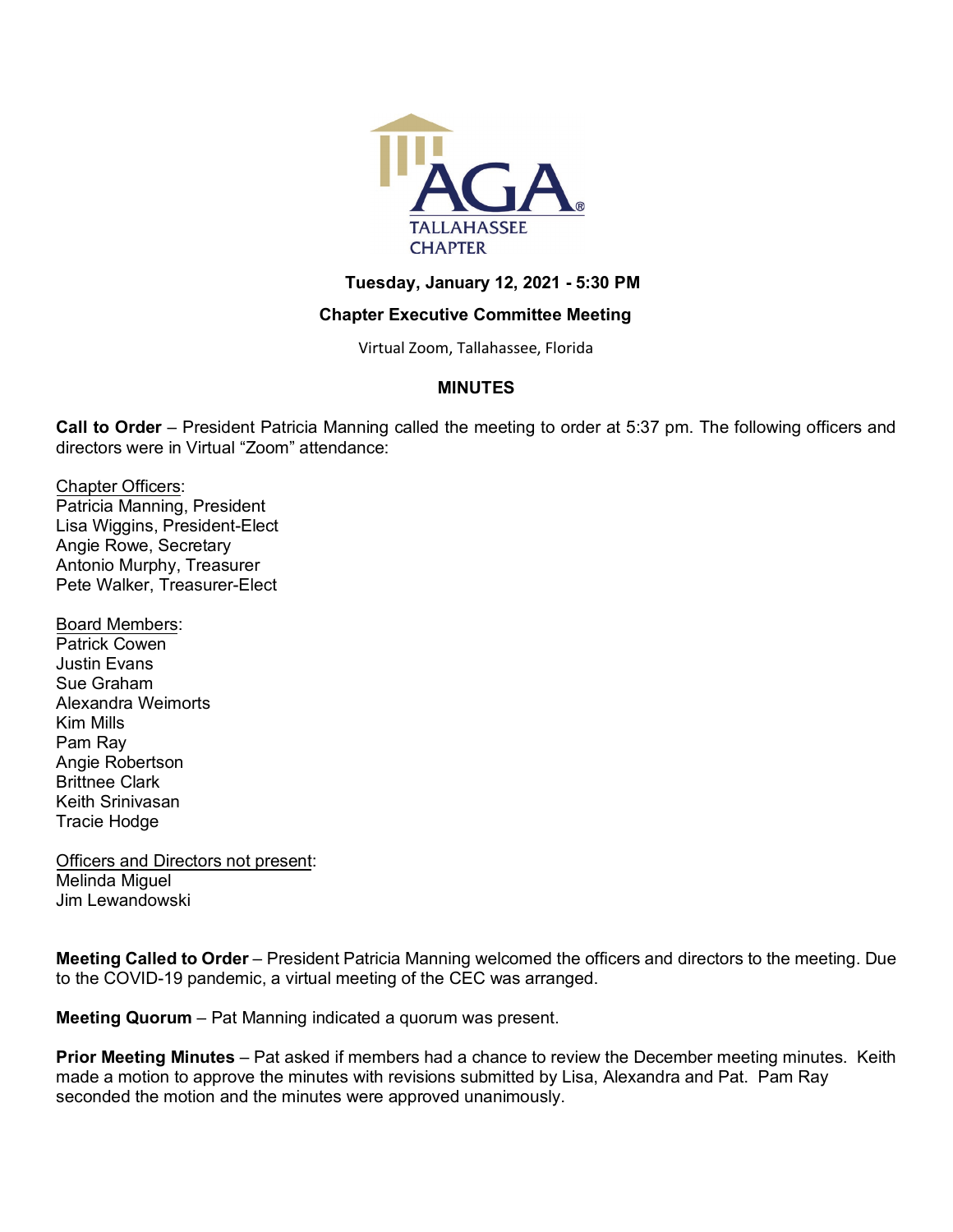AGA® TALLAHASSEE CHAPTER

**Tuesday, January 12, 2021 - 5:30 PM**

**Chapter Executive Committee Meeting**

Virtual Zoom, Tallahassee, Florida

**MINUTES**

**Call to Order** – President Patricia Manning called the meeting to order at 5:37 pm. The following officers and directors were in Virtual "Zoom" attendance:

<u>Chapter Officers</u>:
Patricia Manning, President
Lisa Wiggins, President-Elect
Angie Rowe, Secretary
Antonio Murphy, Treasurer
Pete Walker, Treasurer-Elect

<u>Board Members</u>:
Patrick Cowen
Justin Evans
Sue Graham
Alexandra Weimorts
Kim Mills
Pam Ray
Angie Robertson
Brittnee Clark
Keith Srinivasan
Tracie Hodge

<u>Officers and Directors not present</u>:
Melinda Miguel
Jim Lewandowski

**Meeting Called to Order** – President Patricia Manning welcomed the officers and directors to the meeting. Due to the COVID-19 pandemic, a virtual meeting of the CEC was arranged.

**Meeting Quorum** – Pat Manning indicated a quorum was present.

**Prior Meeting Minutes** – Pat asked if members had a chance to review the December meeting minutes. Keith made a motion to approve the minutes with revisions submitted by Lisa, Alexandra and Pat. Pam Ray seconded the motion and the minutes were approved unanimously.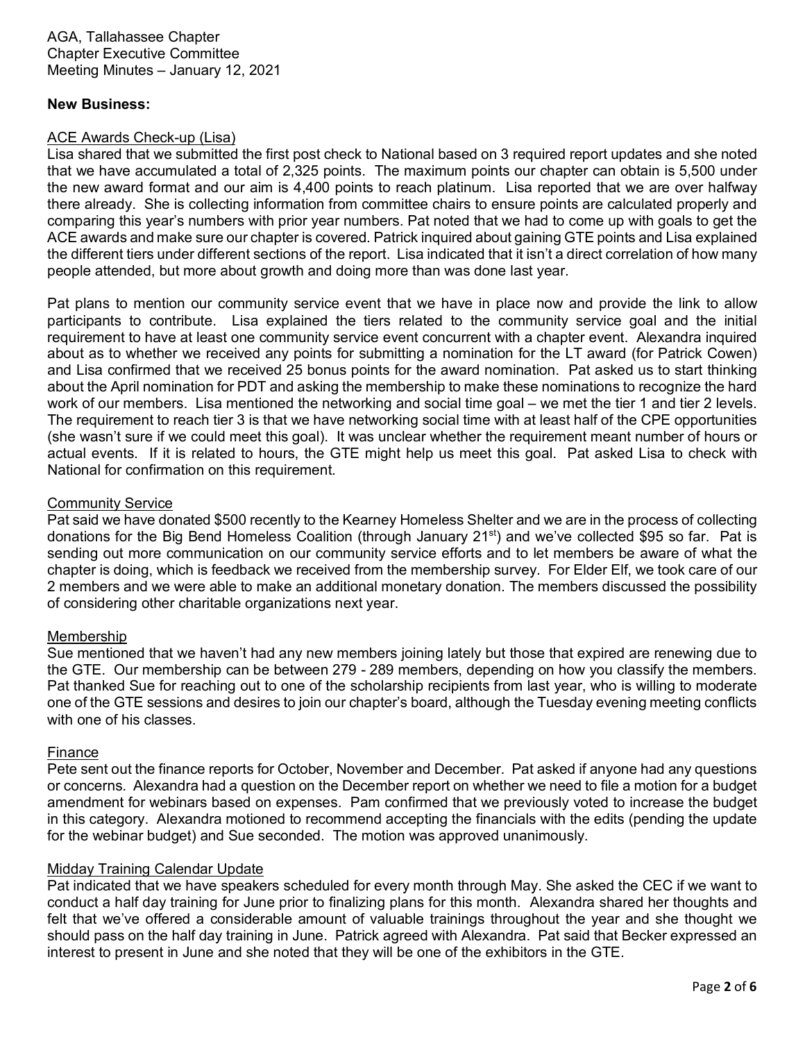AGA, Tallahassee Chapter
Chapter Executive Committee
Meeting Minutes – January 12, 2021

**New Business:**

ACE Awards Check-up (Lisa)

Lisa shared that we submitted the first post check to National based on 3 required report updates and she noted that we have accumulated a total of 2,325 points. The maximum points our chapter can obtain is 5,500 under the new award format and our aim is 4,400 points to reach platinum. Lisa reported that we are over halfway there already. She is collecting information from committee chairs to ensure points are calculated properly and comparing this year's numbers with prior year numbers. Pat noted that we had to come up with goals to get the ACE awards and make sure our chapter is covered. Patrick inquired about gaining GTE points and Lisa explained the different tiers under different sections of the report. Lisa indicated that it isn't a direct correlation of how many people attended, but more about growth and doing more than was done last year.

Pat plans to mention our community service event that we have in place now and provide the link to allow participants to contribute. Lisa explained the tiers related to the community service goal and the initial requirement to have at least one community service event concurrent with a chapter event. Alexandra inquired about as to whether we received any points for submitting a nomination for the LT award (for Patrick Cowen) and Lisa confirmed that we received 25 bonus points for the award nomination. Pat asked us to start thinking about the April nomination for PDT and asking the membership to make these nominations to recognize the hard work of our members. Lisa mentioned the networking and social time goal – we met the tier 1 and tier 2 levels. The requirement to reach tier 3 is that we have networking social time with at least half of the CPE opportunities (she wasn't sure if we could meet this goal). It was unclear whether the requirement meant number of hours or actual events. If it is related to hours, the GTE might help us meet this goal. Pat asked Lisa to check with National for confirmation on this requirement.

Community Service

Pat said we have donated $500 recently to the Kearney Homeless Shelter and we are in the process of collecting donations for the Big Bend Homeless Coalition (through January 21st) and we've collected $95 so far. Pat is sending out more communication on our community service efforts and to let members be aware of what the chapter is doing, which is feedback we received from the membership survey. For Elder Elf, we took care of our 2 members and we were able to make an additional monetary donation. The members discussed the possibility of considering other charitable organizations next year.

Membership

Sue mentioned that we haven't had any new members joining lately but those that expired are renewing due to the GTE. Our membership can be between 279 - 289 members, depending on how you classify the members. Pat thanked Sue for reaching out to one of the scholarship recipients from last year, who is willing to moderate one of the GTE sessions and desires to join our chapter's board, although the Tuesday evening meeting conflicts with one of his classes.

Finance

Pete sent out the finance reports for October, November and December. Pat asked if anyone had any questions or concerns. Alexandra had a question on the December report on whether we need to file a motion for a budget amendment for webinars based on expenses. Pam confirmed that we previously voted to increase the budget in this category. Alexandra motioned to recommend accepting the financials with the edits (pending the update for the webinar budget) and Sue seconded. The motion was approved unanimously.

Midday Training Calendar Update

Pat indicated that we have speakers scheduled for every month through May. She asked the CEC if we want to conduct a half day training for June prior to finalizing plans for this month. Alexandra shared her thoughts and felt that we've offered a considerable amount of valuable trainings throughout the year and she thought we should pass on the half day training in June. Patrick agreed with Alexandra. Pat said that Becker expressed an interest to present in June and she noted that they will be one of the exhibitors in the GTE.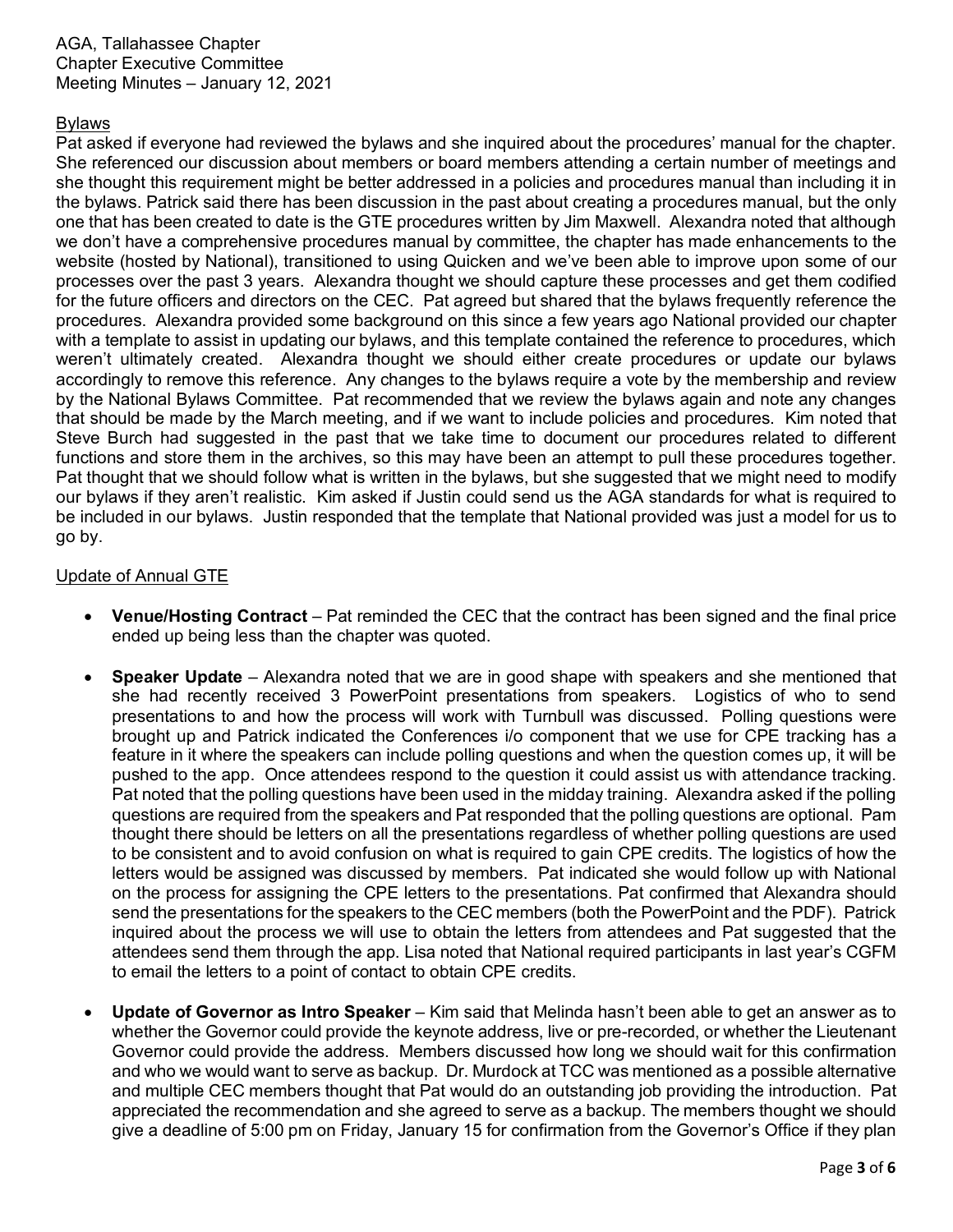AGA, Tallahassee Chapter
Chapter Executive Committee
Meeting Minutes – January 12, 2021

Bylaws

Pat asked if everyone had reviewed the bylaws and she inquired about the procedures' manual for the chapter. She referenced our discussion about members or board members attending a certain number of meetings and she thought this requirement might be better addressed in a policies and procedures manual than including it in the bylaws. Patrick said there has been discussion in the past about creating a procedures manual, but the only one that has been created to date is the GTE procedures written by Jim Maxwell. Alexandra noted that although we don't have a comprehensive procedures manual by committee, the chapter has made enhancements to the website (hosted by National), transitioned to using Quicken and we've been able to improve upon some of our processes over the past 3 years. Alexandra thought we should capture these processes and get them codified for the future officers and directors on the CEC. Pat agreed but shared that the bylaws frequently reference the procedures. Alexandra provided some background on this since a few years ago National provided our chapter with a template to assist in updating our bylaws, and this template contained the reference to procedures, which weren't ultimately created. Alexandra thought we should either create procedures or update our bylaws accordingly to remove this reference. Any changes to the bylaws require a vote by the membership and review by the National Bylaws Committee. Pat recommended that we review the bylaws again and note any changes that should be made by the March meeting, and if we want to include policies and procedures. Kim noted that Steve Burch had suggested in the past that we take time to document our procedures related to different functions and store them in the archives, so this may have been an attempt to pull these procedures together. Pat thought that we should follow what is written in the bylaws, but she suggested that we might need to modify our bylaws if they aren't realistic. Kim asked if Justin could send us the AGA standards for what is required to be included in our bylaws. Justin responded that the template that National provided was just a model for us to go by.

Update of Annual GTE

- **Venue/Hosting Contract** – Pat reminded the CEC that the contract has been signed and the final price ended up being less than the chapter was quoted.

- **Speaker Update** – Alexandra noted that we are in good shape with speakers and she mentioned that she had recently received 3 PowerPoint presentations from speakers. Logistics of who to send presentations to and how the process will work with Turnbull was discussed. Polling questions were brought up and Patrick indicated the Conferences i/o component that we use for CPE tracking has a feature in it where the speakers can include polling questions and when the question comes up, it will be pushed to the app. Once attendees respond to the question it could assist us with attendance tracking. Pat noted that the polling questions have been used in the midday training. Alexandra asked if the polling questions are required from the speakers and Pat responded that the polling questions are optional. Pam thought there should be letters on all the presentations regardless of whether polling questions are used to be consistent and to avoid confusion on what is required to gain CPE credits. The logistics of how the letters would be assigned was discussed by members. Pat indicated she would follow up with National on the process for assigning the CPE letters to the presentations. Pat confirmed that Alexandra should send the presentations for the speakers to the CEC members (both the PowerPoint and the PDF). Patrick inquired about the process we will use to obtain the letters from attendees and Pat suggested that the attendees send them through the app. Lisa noted that National required participants in last year's CGFM to email the letters to a point of contact to obtain CPE credits.

- **Update of Governor as Intro Speaker** – Kim said that Melinda hasn't been able to get an answer as to whether the Governor could provide the keynote address, live or pre-recorded, or whether the Lieutenant Governor could provide the address. Members discussed how long we should wait for this confirmation and who we would want to serve as backup. Dr. Murdock at TCC was mentioned as a possible alternative and multiple CEC members thought that Pat would do an outstanding job providing the introduction. Pat appreciated the recommendation and she agreed to serve as a backup. The members thought we should give a deadline of 5:00 pm on Friday, January 15 for confirmation from the Governor's Office if they plan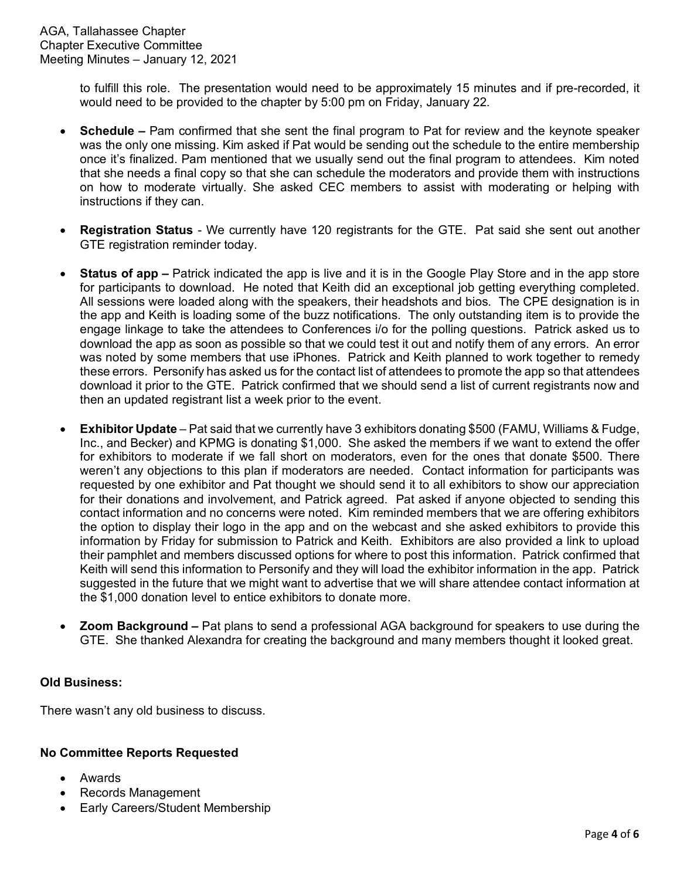to fulfill this role. The presentation would need to be approximately 15 minutes and if pre-recorded, it would need to be provided to the chapter by 5:00 pm on Friday, January 22.

- **Schedule –** Pam confirmed that she sent the final program to Pat for review and the keynote speaker was the only one missing. Kim asked if Pat would be sending out the schedule to the entire membership once it's finalized. Pam mentioned that we usually send out the final program to attendees. Kim noted that she needs a final copy so that she can schedule the moderators and provide them with instructions on how to moderate virtually. She asked CEC members to assist with moderating or helping with instructions if they can.

- **Registration Status** - We currently have 120 registrants for the GTE. Pat said she sent out another GTE registration reminder today.

- **Status of app –** Patrick indicated the app is live and it is in the Google Play Store and in the app store for participants to download. He noted that Keith did an exceptional job getting everything completed. All sessions were loaded along with the speakers, their headshots and bios. The CPE designation is in the app and Keith is loading some of the buzz notifications. The only outstanding item is to provide the engage linkage to take the attendees to Conferences i/o for the polling questions. Patrick asked us to download the app as soon as possible so that we could test it out and notify them of any errors. An error was noted by some members that use iPhones. Patrick and Keith planned to work together to remedy these errors. Personify has asked us for the contact list of attendees to promote the app so that attendees download it prior to the GTE. Patrick confirmed that we should send a list of current registrants now and then an updated registrant list a week prior to the event.

- **Exhibitor Update** – Pat said that we currently have 3 exhibitors donating $500 (FAMU, Williams & Fudge, Inc., and Becker) and KPMG is donating $1,000. She asked the members if we want to extend the offer for exhibitors to moderate if we fall short on moderators, even for the ones that donate $500. There weren't any objections to this plan if moderators are needed. Contact information for participants was requested by one exhibitor and Pat thought we should send it to all exhibitors to show our appreciation for their donations and involvement, and Patrick agreed. Pat asked if anyone objected to sending this contact information and no concerns were noted. Kim reminded members that we are offering exhibitors the option to display their logo in the app and on the webcast and she asked exhibitors to provide this information by Friday for submission to Patrick and Keith. Exhibitors are also provided a link to upload their pamphlet and members discussed options for where to post this information. Patrick confirmed that Keith will send this information to Personify and they will load the exhibitor information in the app. Patrick suggested in the future that we might want to advertise that we will share attendee contact information at the $1,000 donation level to entice exhibitors to donate more.

- **Zoom Background –** Pat plans to send a professional AGA background for speakers to use during the GTE. She thanked Alexandra for creating the background and many members thought it looked great.

**Old Business:**

There wasn't any old business to discuss.

**No Committee Reports Requested**

- Awards
- Records Management
- Early Careers/Student Membership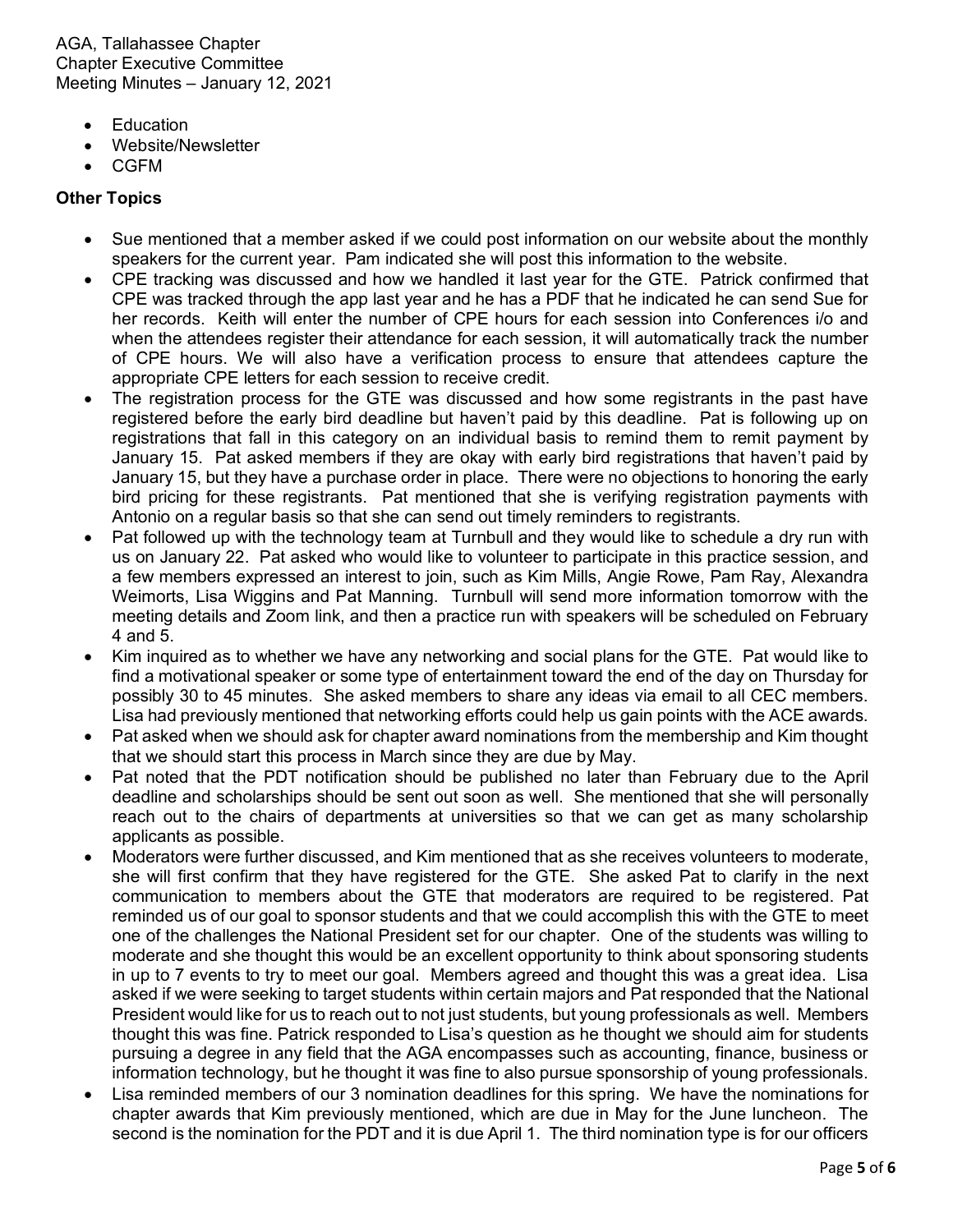- Education
- Website/Newsletter
- CGFM

**Other Topics**

- Sue mentioned that a member asked if we could post information on our website about the monthly speakers for the current year. Pam indicated she will post this information to the website.
- CPE tracking was discussed and how we handled it last year for the GTE. Patrick confirmed that CPE was tracked through the app last year and he has a PDF that he indicated he can send Sue for her records. Keith will enter the number of CPE hours for each session into Conferences i/o and when the attendees register their attendance for each session, it will automatically track the number of CPE hours. We will also have a verification process to ensure that attendees capture the appropriate CPE letters for each session to receive credit.
- The registration process for the GTE was discussed and how some registrants in the past have registered before the early bird deadline but haven't paid by this deadline. Pat is following up on registrations that fall in this category on an individual basis to remind them to remit payment by January 15. Pat asked members if they are okay with early bird registrations that haven't paid by January 15, but they have a purchase order in place. There were no objections to honoring the early bird pricing for these registrants. Pat mentioned that she is verifying registration payments with Antonio on a regular basis so that she can send out timely reminders to registrants.
- Pat followed up with the technology team at Turnbull and they would like to schedule a dry run with us on January 22. Pat asked who would like to volunteer to participate in this practice session, and a few members expressed an interest to join, such as Kim Mills, Angie Rowe, Pam Ray, Alexandra Weimorts, Lisa Wiggins and Pat Manning. Turnbull will send more information tomorrow with the meeting details and Zoom link, and then a practice run with speakers will be scheduled on February 4 and 5.
- Kim inquired as to whether we have any networking and social plans for the GTE. Pat would like to find a motivational speaker or some type of entertainment toward the end of the day on Thursday for possibly 30 to 45 minutes. She asked members to share any ideas via email to all CEC members. Lisa had previously mentioned that networking efforts could help us gain points with the ACE awards.
- Pat asked when we should ask for chapter award nominations from the membership and Kim thought that we should start this process in March since they are due by May.
- Pat noted that the PDT notification should be published no later than February due to the April deadline and scholarships should be sent out soon as well. She mentioned that she will personally reach out to the chairs of departments at universities so that we can get as many scholarship applicants as possible.
- Moderators were further discussed, and Kim mentioned that as she receives volunteers to moderate, she will first confirm that they have registered for the GTE. She asked Pat to clarify in the next communication to members about the GTE that moderators are required to be registered. Pat reminded us of our goal to sponsor students and that we could accomplish this with the GTE to meet one of the challenges the National President set for our chapter. One of the students was willing to moderate and she thought this would be an excellent opportunity to think about sponsoring students in up to 7 events to try to meet our goal. Members agreed and thought this was a great idea. Lisa asked if we were seeking to target students within certain majors and Pat responded that the National President would like for us to reach out to not just students, but young professionals as well. Members thought this was fine. Patrick responded to Lisa's question as he thought we should aim for students pursuing a degree in any field that the AGA encompasses such as accounting, finance, business or information technology, but he thought it was fine to also pursue sponsorship of young professionals.
- Lisa reminded members of our 3 nomination deadlines for this spring. We have the nominations for chapter awards that Kim previously mentioned, which are due in May for the June luncheon. The second is the nomination for the PDT and it is due April 1. The third nomination type is for our officers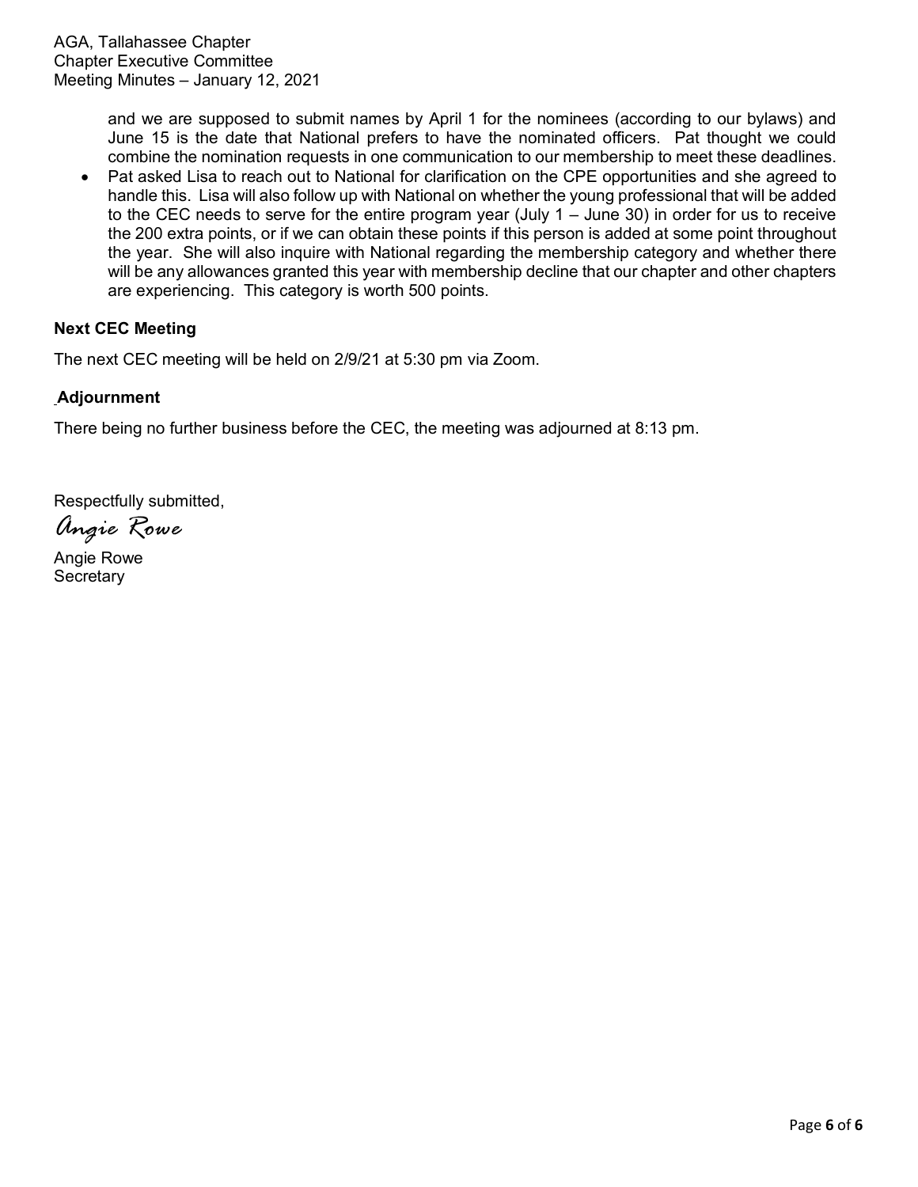and we are supposed to submit names by April 1 for the nominees (according to our bylaws) and June 15 is the date that National prefers to have the nominated officers. Pat thought we could combine the nomination requests in one communication to our membership to meet these deadlines.

- Pat asked Lisa to reach out to National for clarification on the CPE opportunities and she agreed to handle this. Lisa will also follow up with National on whether the young professional that will be added to the CEC needs to serve for the entire program year (July 1 – June 30) in order for us to receive the 200 extra points, or if we can obtain these points if this person is added at some point throughout the year. She will also inquire with National regarding the membership category and whether there will be any allowances granted this year with membership decline that our chapter and other chapters are experiencing. This category is worth 500 points.

**Next CEC Meeting**

The next CEC meeting will be held on 2/9/21 at 5:30 pm via Zoom.

**Adjournment**

There being no further business before the CEC, the meeting was adjourned at 8:13 pm.

Respectfully submitted,

*Angie Rowe*

Angie Rowe
Secretary